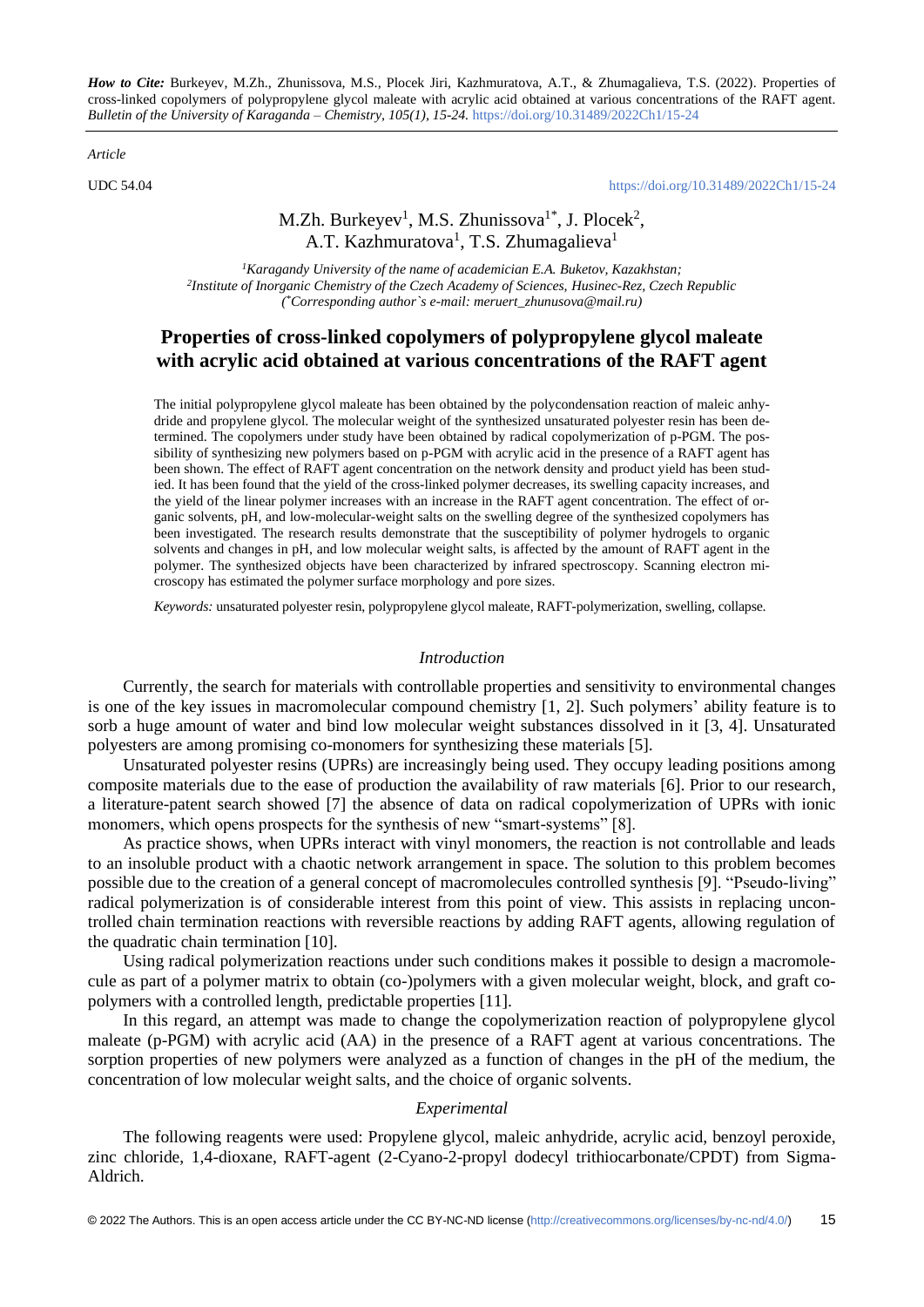*How to Cite:* Burkeyev, M.Zh., Zhunissova, M.S., Plocek Jiri, Kazhmuratova, A.T., & Zhumagalieva, T.S. (2022). Properties of cross-linked copolymers of polypropylene glycol maleate with acrylic acid obtained at various concentrations of the RAFT agent. *Bulletin of the University of Karaganda – Chemistry, 105(1), 15-24.* https://doi.org/10.31489/2022Ch1/15-24

*Article*

UDC 54.04

https://doi.org/10.31489/2022Ch1/15-24

M.Zh. Burkeyev[1], M.S. Zhunissova[1*], J. Plocek[2], A.T. Kazhmuratova[1], T.S. Zhumagalieva[1]

*[1]Karagandy University of the name of academician E.A. Buketov, Kazakhstan;*
*[2]Institute of Inorganic Chemistry of the Czech Academy of Sciences, Husinec-Rez, Czech Republic*
*([*]Corresponding author`s e-mail: meruert_zhunusova@mail.ru)*

# Properties of cross-linked copolymers of polypropylene glycol maleate with acrylic acid obtained at various concentrations of the RAFT agent

The initial polypropylene glycol maleate has been obtained by the polycondensation reaction of maleic anhydride and propylene glycol. The molecular weight of the synthesized unsaturated polyester resin has been determined. The copolymers under study have been obtained by radical copolymerization of p-PGM. The possibility of synthesizing new polymers based on p-PGM with acrylic acid in the presence of a RAFT agent has been shown. The effect of RAFT agent concentration on the network density and product yield has been studied. It has been found that the yield of the cross-linked polymer decreases, its swelling capacity increases, and the yield of the linear polymer increases with an increase in the RAFT agent concentration. The effect of organic solvents, pH, and low-molecular-weight salts on the swelling degree of the synthesized copolymers has been investigated. The research results demonstrate that the susceptibility of polymer hydrogels to organic solvents and changes in pH, and low molecular weight salts, is affected by the amount of RAFT agent in the polymer. The synthesized objects have been characterized by infrared spectroscopy. Scanning electron microscopy has estimated the polymer surface morphology and pore sizes.

*Keywords:* unsaturated polyester resin, polypropylene glycol maleate, RAFT-polymerization, swelling, collapse.

## *Introduction*

Currently, the search for materials with controllable properties and sensitivity to environmental changes is one of the key issues in macromolecular compound chemistry [1, 2]. Such polymers' ability feature is to sorb a huge amount of water and bind low molecular weight substances dissolved in it [3, 4]. Unsaturated polyesters are among promising co-monomers for synthesizing these materials [5].

Unsaturated polyester resins (UPRs) are increasingly being used. They occupy leading positions among composite materials due to the ease of production the availability of raw materials [6]. Prior to our research, a literature-patent search showed [7] the absence of data on radical copolymerization of UPRs with ionic monomers, which opens prospects for the synthesis of new "smart-systems" [8].

As practice shows, when UPRs interact with vinyl monomers, the reaction is not controllable and leads to an insoluble product with a chaotic network arrangement in space. The solution to this problem becomes possible due to the creation of a general concept of macromolecules controlled synthesis [9]. "Pseudo-living" radical polymerization is of considerable interest from this point of view. This assists in replacing uncontrolled chain termination reactions with reversible reactions by adding RAFT agents, allowing regulation of the quadratic chain termination [10].

Using radical polymerization reactions under such conditions makes it possible to design a macromolecule as part of a polymer matrix to obtain (co-)polymers with a given molecular weight, block, and graft copolymers with a controlled length, predictable properties [11].

In this regard, an attempt was made to change the copolymerization reaction of polypropylene glycol maleate (p-PGM) with acrylic acid (AA) in the presence of a RAFT agent at various concentrations. The sorption properties of new polymers were analyzed as a function of changes in the pH of the medium, the concentration of low molecular weight salts, and the choice of organic solvents.

## *Experimental*

The following reagents were used: Propylene glycol, maleic anhydride, acrylic acid, benzoyl peroxide, zinc chloride, 1,4-dioxane, RAFT-agent (2-Cyano-2-propyl dodecyl trithiocarbonate/CPDT) from Sigma-Aldrich.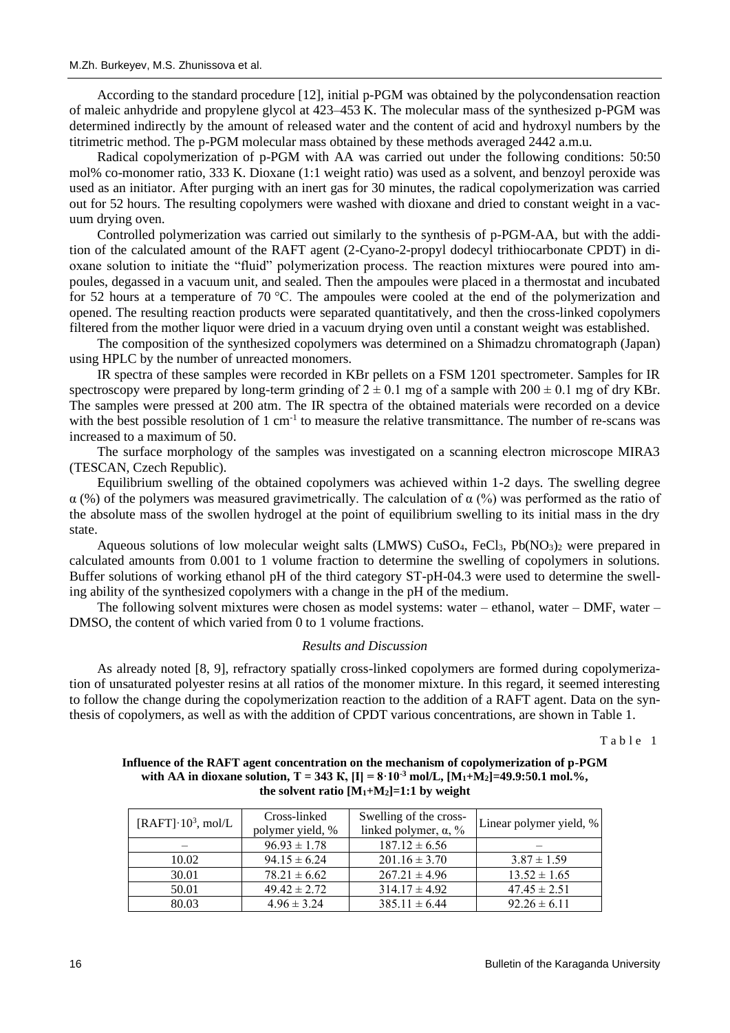According to the standard procedure [12], initial p-PGM was obtained by the polycondensation reaction of maleic anhydride and propylene glycol at 423–453 K. The molecular mass of the synthesized p-PGM was determined indirectly by the amount of released water and the content of acid and hydroxyl numbers by the titrimetric method. The p-PGM molecular mass obtained by these methods averaged 2442 a.m.u.

Radical copolymerization of p-PGM with AA was carried out under the following conditions: 50:50 mol% co-monomer ratio, 333 K. Dioxane (1:1 weight ratio) was used as a solvent, and benzoyl peroxide was used as an initiator. After purging with an inert gas for 30 minutes, the radical copolymerization was carried out for 52 hours. The resulting copolymers were washed with dioxane and dried to constant weight in a vacuum drying oven.

Controlled polymerization was carried out similarly to the synthesis of p-PGM-AA, but with the addition of the calculated amount of the RAFT agent (2-Cyano-2-propyl dodecyl trithiocarbonate CPDT) in dioxane solution to initiate the "fluid" polymerization process. The reaction mixtures were poured into ampoules, degassed in a vacuum unit, and sealed. Then the ampoules were placed in a thermostat and incubated for 52 hours at a temperature of 70 °C. The ampoules were cooled at the end of the polymerization and opened. The resulting reaction products were separated quantitatively, and then the cross-linked copolymers filtered from the mother liquor were dried in a vacuum drying oven until a constant weight was established.

The composition of the synthesized copolymers was determined on a Shimadzu chromatograph (Japan) using HPLC by the number of unreacted monomers.

IR spectra of these samples were recorded in KBr pellets on a FSM 1201 spectrometer. Samples for IR spectroscopy were prepared by long-term grinding of $2 \pm 0.1$ mg of a sample with $200 \pm 0.1$ mg of dry KBr. The samples were pressed at 200 atm. The IR spectra of the obtained materials were recorded on a device with the best possible resolution of 1 $cm^{-1}$ to measure the relative transmittance. The number of re-scans was increased to a maximum of 50.

The surface morphology of the samples was investigated on a scanning electron microscope MIRA3 (TESCAN, Czech Republic).

Equilibrium swelling of the obtained copolymers was achieved within 1-2 days. The swelling degree $\alpha$ (%) of the polymers was measured gravimetrically. The calculation of $\alpha$ (%) was performed as the ratio of the absolute mass of the swollen hydrogel at the point of equilibrium swelling to its initial mass in the dry state.

Aqueous solutions of low molecular weight salts (LMWS) $CuSO_4$, $FeCl_3$, $Pb(NO_3)_2$ were prepared in calculated amounts from 0.001 to 1 volume fraction to determine the swelling of copolymers in solutions. Buffer solutions of working ethanol pH of the third category ST-pH-04.3 were used to determine the swelling ability of the synthesized copolymers with a change in the pH of the medium.

The following solvent mixtures were chosen as model systems: water – ethanol, water – DMF, water – DMSO, the content of which varied from 0 to 1 volume fractions.

*Results and Discussion*

As already noted [8, 9], refractory spatially cross-linked copolymers are formed during copolymerization of unsaturated polyester resins at all ratios of the monomer mixture. In this regard, it seemed interesting to follow the change during the copolymerization reaction to the addition of a RAFT agent. Data on the synthesis of copolymers, as well as with the addition of CPDT various concentrations, are shown in Table 1.

Table 1

**Influence of the RAFT agent concentration on the mechanism of copolymerization of p-PGM with AA in dioxane solution, T = 343 K, $[I] = 8 \cdot 10^{-3}$ mol/L, $[M_1+M_2]$=49.9:50.1 mol.%, the solvent ratio $[M_1+M_2]$=1:1 by weight**

| $[RAFT] \cdot 10^3$, mol/L | Cross-linked polymer yield, % | Swelling of the cross-linked polymer, $\alpha$, % | Linear polymer yield, % |
|---|---|---|---|
| – | $96.93 \pm 1.78$ | $187.12 \pm 6.56$ | – |
| 10.02 | $94.15 \pm 6.24$ | $201.16 \pm 3.70$ | $3.87 \pm 1.59$ |
| 30.01 | $78.21 \pm 6.62$ | $267.21 \pm 4.96$ | $13.52 \pm 1.65$ |
| 50.01 | $49.42 \pm 2.72$ | $314.17 \pm 4.92$ | $47.45 \pm 2.51$ |
| 80.03 | $4.96 \pm 3.24$ | $385.11 \pm 6.44$ | $92.26 \pm 6.11$ |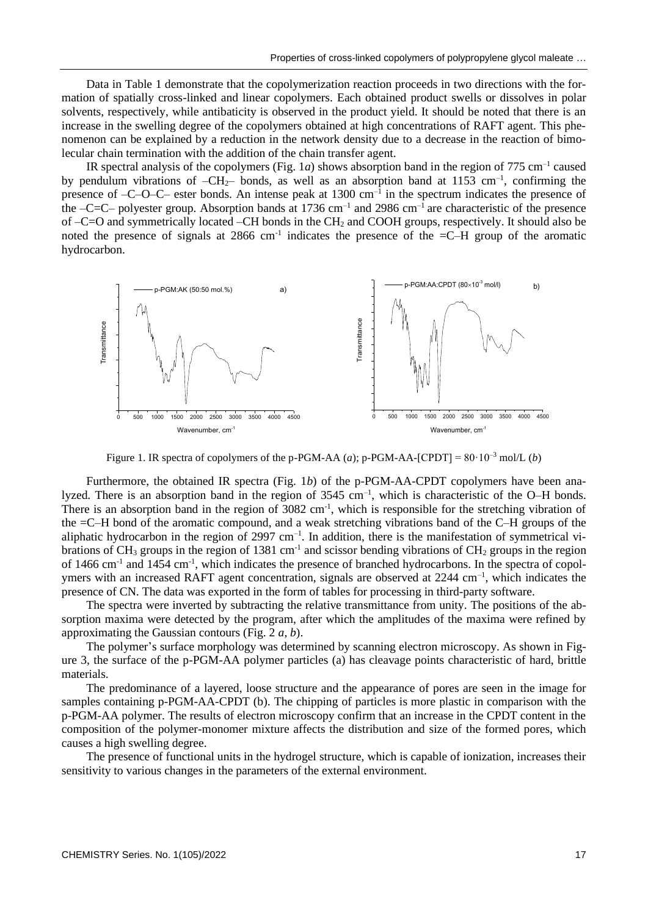Data in Table 1 demonstrate that the copolymerization reaction proceeds in two directions with the formation of spatially cross-linked and linear copolymers. Each obtained product swells or dissolves in polar solvents, respectively, while antibaticity is observed in the product yield. It should be noted that there is an increase in the swelling degree of the copolymers obtained at high concentrations of RAFT agent. This phenomenon can be explained by a reduction in the network density due to a decrease in the reaction of bimolecular chain termination with the addition of the chain transfer agent.

IR spectral analysis of the copolymers (Fig. 1*a*) shows absorption band in the region of 775 $cm^{-1}$ caused by pendulum vibrations of $–CH_2–$ bonds, as well as an absorption band at 1153 $cm^{-1}$, confirming the presence of –C–O–C– ester bonds. An intense peak at 1300 $cm^{-1}$ in the spectrum indicates the presence of the –C=C– polyester group. Absorption bands at 1736 $cm^{-1}$ and 2986 $cm^{-1}$ are characteristic of the presence of –C=O and symmetrically located –CH bonds in the $CH_2$ and COOH groups, respectively. It should also be noted the presence of signals at 2866 $cm^{-1}$ indicates the presence of the =C–H group of the aromatic hydrocarbon.

Figure 1. IR spectra of copolymers of the p-PGM-AA (*a*); p-PGM-AA-[CPDT] = $80 \cdot 10^{-3}$ mol/L (*b*)

Furthermore, the obtained IR spectra (Fig. 1*b*) of the p-PGM-AA-CPDT copolymers have been analyzed. There is an absorption band in the region of 3545 $cm^{-1}$, which is characteristic of the O–H bonds. There is an absorption band in the region of 3082 $cm^{-1}$, which is responsible for the stretching vibration of the =C–H bond of the aromatic compound, and a weak stretching vibrations band of the C–H groups of the aliphatic hydrocarbon in the region of 2997 $cm^{-1}$. In addition, there is the manifestation of symmetrical vibrations of $CH_3$ groups in the region of 1381 $cm^{-1}$ and scissor bending vibrations of $CH_2$ groups in the region of 1466 $cm^{-1}$ and 1454 $cm^{-1}$, which indicates the presence of branched hydrocarbons. In the spectra of copolymers with an increased RAFT agent concentration, signals are observed at 2244 $cm^{-1}$, which indicates the presence of CN. The data was exported in the form of tables for processing in third-party software.

The spectra were inverted by subtracting the relative transmittance from unity. The positions of the absorption maxima were detected by the program, after which the amplitudes of the maxima were refined by approximating the Gaussian contours (Fig. 2 *a*, *b*).

The polymer's surface morphology was determined by scanning electron microscopy. As shown in Figure 3, the surface of the p-PGM-AA polymer particles (a) has cleavage points characteristic of hard, brittle materials.

The predominance of a layered, loose structure and the appearance of pores are seen in the image for samples containing p-PGM-AA-CPDT (b). The chipping of particles is more plastic in comparison with the p-PGM-AA polymer. The results of electron microscopy confirm that an increase in the CPDT content in the composition of the polymer-monomer mixture affects the distribution and size of the formed pores, which causes a high swelling degree.

The presence of functional units in the hydrogel structure, which is capable of ionization, increases their sensitivity to various changes in the parameters of the external environment.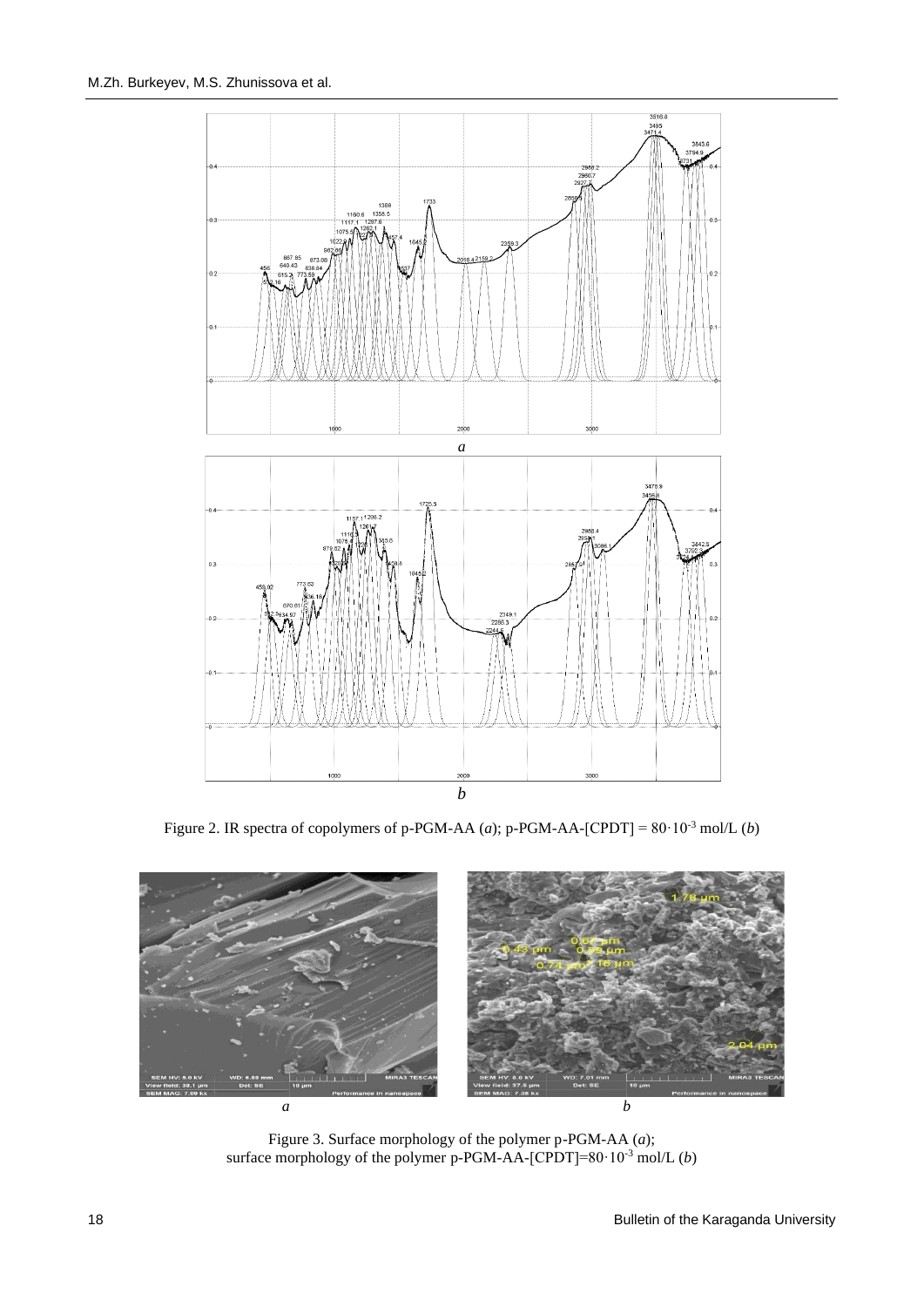Figure 2. IR spectra of copolymers of p-PGM-AA (*a*); p-PGM-AA-[CPDT] = $80 \cdot 10^{-3}$ mol/L (*b*)

Figure 3. Surface morphology of the polymer p-PGM-AA (*a*);
surface morphology of the polymer p-PGM-AA-[CPDT]=$80 \cdot 10^{-3}$ mol/L (*b*)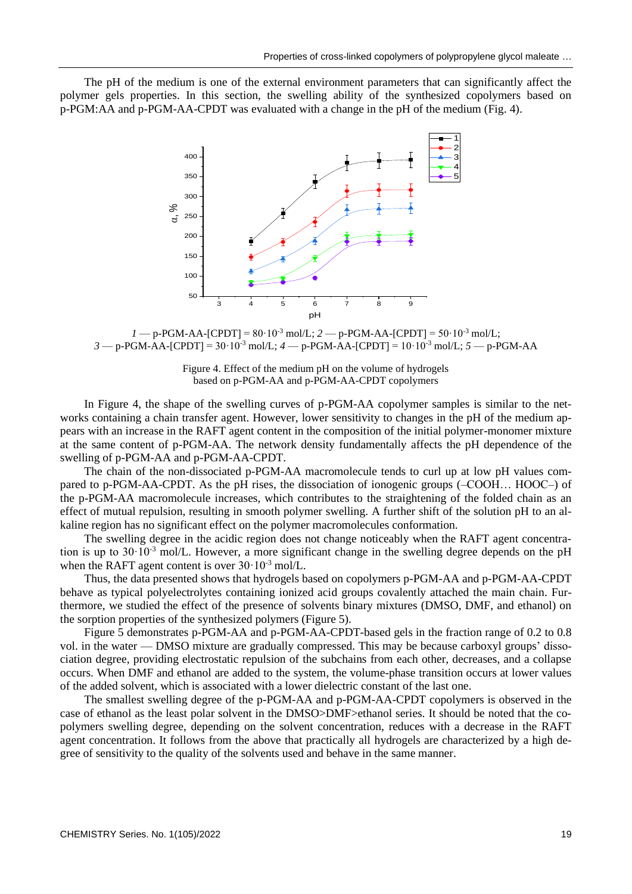The pH of the medium is one of the external environment parameters that can significantly affect the polymer gels properties. In this section, the swelling ability of the synthesized copolymers based on p-PGM:AA and p-PGM-AA-CPDT was evaluated with a change in the pH of the medium (Fig. 4).

*1* — p-PGM-AA-[CPDT] = $80 \cdot 10^{-3}$ mol/L; *2* — p-PGM-AA-[CPDT] = $50 \cdot 10^{-3}$ mol/L; *3* — p-PGM-AA-[CPDT] = $30 \cdot 10^{-3}$ mol/L; *4* — p-PGM-AA-[CPDT] = $10 \cdot 10^{-3}$ mol/L; *5* — p-PGM-AA

Figure 4. Effect of the medium pH on the volume of hydrogels based on p-PGM-AA and p-PGM-AA-CPDT copolymers

In Figure 4, the shape of the swelling curves of p-PGM-AA copolymer samples is similar to the networks containing a chain transfer agent. However, lower sensitivity to changes in the pH of the medium appears with an increase in the RAFT agent content in the composition of the initial polymer-monomer mixture at the same content of p-PGM-AA. The network density fundamentally affects the pH dependence of the swelling of p-PGM-AA and p-PGM-AA-CPDT.

The chain of the non-dissociated p-PGM-AA macromolecule tends to curl up at low pH values compared to p-PGM-AA-CPDT. As the pH rises, the dissociation of ionogenic groups (–COOH… HOOC–) of the p-PGM-AA macromolecule increases, which contributes to the straightening of the folded chain as an effect of mutual repulsion, resulting in smooth polymer swelling. A further shift of the solution pH to an alkaline region has no significant effect on the polymer macromolecules conformation.

The swelling degree in the acidic region does not change noticeably when the RAFT agent concentration is up to $30 \cdot 10^{-3}$ mol/L. However, a more significant change in the swelling degree depends on the pH when the RAFT agent content is over $30 \cdot 10^{-3}$ mol/L.

Thus, the data presented shows that hydrogels based on copolymers p-PGM-AA and p-PGM-AA-CPDT behave as typical polyelectrolytes containing ionized acid groups covalently attached the main chain. Furthermore, we studied the effect of the presence of solvents binary mixtures (DMSO, DMF, and ethanol) on the sorption properties of the synthesized polymers (Figure 5).

Figure 5 demonstrates p-PGM-AA and p-PGM-AA-CPDT-based gels in the fraction range of 0.2 to 0.8 vol. in the water — DMSO mixture are gradually compressed. This may be because carboxyl groups' dissociation degree, providing electrostatic repulsion of the subchains from each other, decreases, and a collapse occurs. When DMF and ethanol are added to the system, the volume-phase transition occurs at lower values of the added solvent, which is associated with a lower dielectric constant of the last one.

The smallest swelling degree of the p-PGM-AA and p-PGM-AA-CPDT copolymers is observed in the case of ethanol as the least polar solvent in the DMSO>DMF>ethanol series. It should be noted that the copolymers swelling degree, depending on the solvent concentration, reduces with a decrease in the RAFT agent concentration. It follows from the above that practically all hydrogels are characterized by a high degree of sensitivity to the quality of the solvents used and behave in the same manner.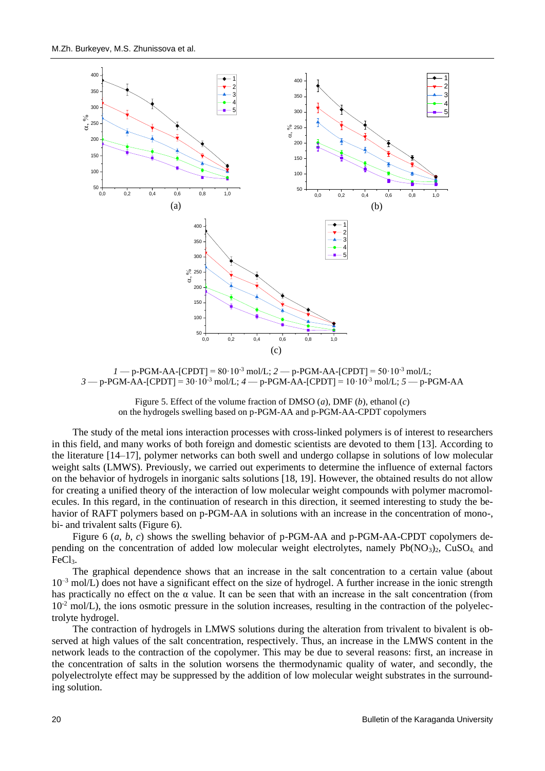*1* — p-PGM-AA-[CPDT] = 80·10$^{-3}$ mol/L; *2* — p-PGM-AA-[CPDT] = 50·10$^{-3}$ mol/L;
*3* — p-PGM-AA-[CPDT] = 30·10$^{-3}$ mol/L; *4* — p-PGM-AA-[CPDT] = 10·10$^{-3}$ mol/L; *5* — p-PGM-AA

Figure 5. Effect of the volume fraction of DMSO (*a*), DMF (*b*), ethanol (*c*) on the hydrogels swelling based on p-PGM-AA and p-PGM-AA-CPDT copolymers

The study of the metal ions interaction processes with cross-linked polymers is of interest to researchers in this field, and many works of both foreign and domestic scientists are devoted to them [13]. According to the literature [14–17], polymer networks can both swell and undergo collapse in solutions of low molecular weight salts (LMWS). Previously, we carried out experiments to determine the influence of external factors on the behavior of hydrogels in inorganic salts solutions [18, 19]. However, the obtained results do not allow for creating a unified theory of the interaction of low molecular weight compounds with polymer macromolecules. In this regard, in the continuation of research in this direction, it seemed interesting to study the behavior of RAFT polymers based on p-PGM-AA in solutions with an increase in the concentration of mono-, bi- and trivalent salts (Figure 6).

Figure 6 (*a*, *b*, *c*) shows the swelling behavior of p-PGM-AA and p-PGM-AA-CPDT copolymers depending on the concentration of added low molecular weight electrolytes, namely $Pb(NO_3)_2$, $CuSO_4$, and $FeCl_3$.

The graphical dependence shows that an increase in the salt concentration to a certain value (about $10^{-3}$ mol/L) does not have a significant effect on the size of hydrogel. A further increase in the ionic strength has practically no effect on the α value. It can be seen that with an increase in the salt concentration (from $10^{-2}$ mol/L), the ions osmotic pressure in the solution increases, resulting in the contraction of the polyelectrolyte hydrogel.

The contraction of hydrogels in LMWS solutions during the alteration from trivalent to bivalent is observed at high values of the salt concentration, respectively. Thus, an increase in the LMWS content in the network leads to the contraction of the copolymer. This may be due to several reasons: first, an increase in the concentration of salts in the solution worsens the thermodynamic quality of water, and secondly, the polyelectrolyte effect may be suppressed by the addition of low molecular weight substrates in the surrounding solution.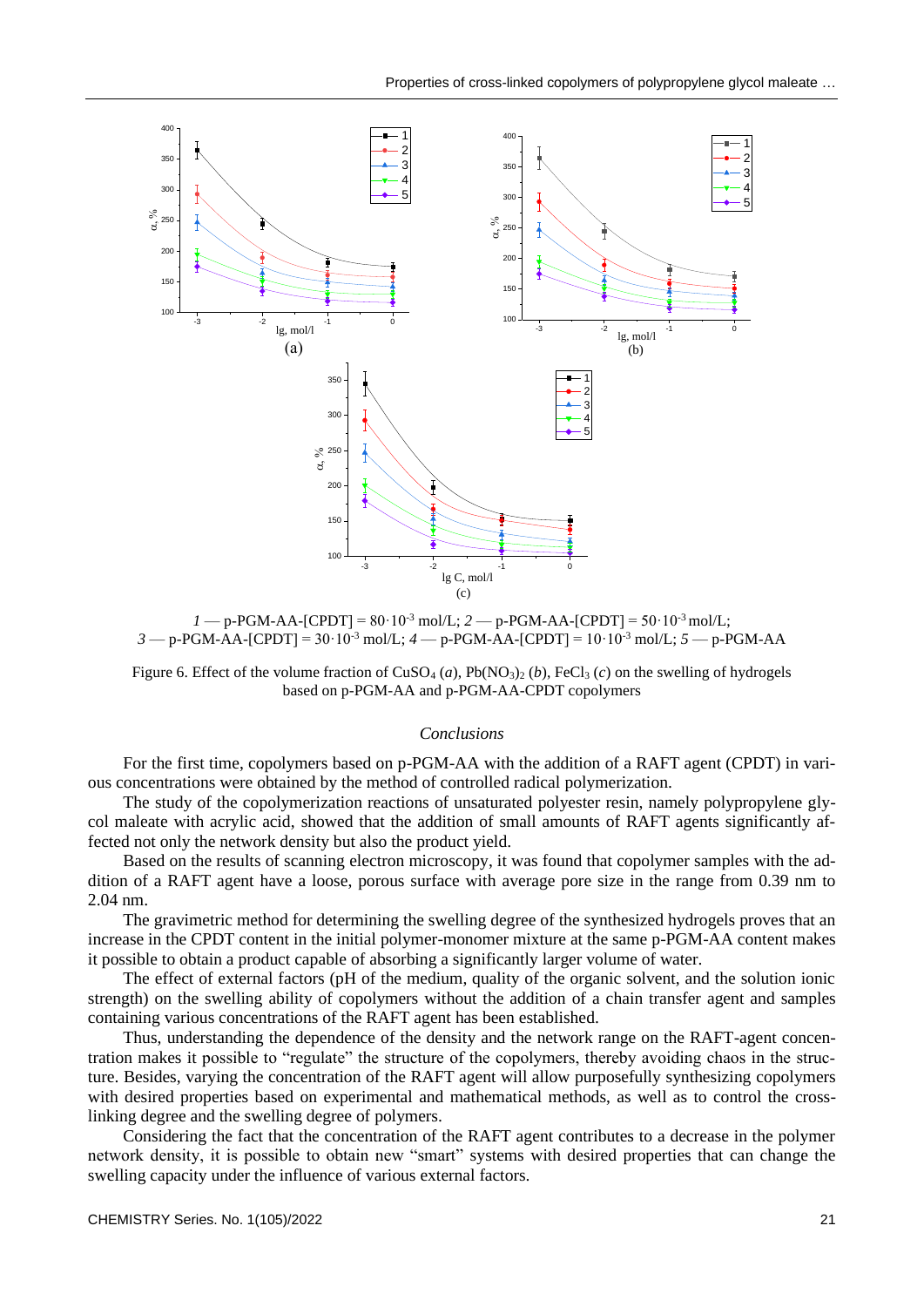*1* — p-PGM-AA-[CPDT] = $80 \cdot 10^{-3}$ mol/L; *2* — p-PGM-AA-[CPDT] = $50 \cdot 10^{-3}$ mol/L; *3* — p-PGM-AA-[CPDT] = $30 \cdot 10^{-3}$ mol/L; *4* — p-PGM-AA-[CPDT] = $10 \cdot 10^{-3}$ mol/L; *5* — p-PGM-AA

Figure 6. Effect of the volume fraction of $CuSO_4$ (*a*), $Pb(NO_3)_2$ (*b*), $FeCl_3$ (*c*) on the swelling of hydrogels based on p-PGM-AA and p-PGM-AA-CPDT copolymers

### *Conclusions*

For the first time, copolymers based on p-PGM-AA with the addition of a RAFT agent (CPDT) in various concentrations were obtained by the method of controlled radical polymerization.

The study of the copolymerization reactions of unsaturated polyester resin, namely polypropylene glycol maleate with acrylic acid, showed that the addition of small amounts of RAFT agents significantly affected not only the network density but also the product yield.

Based on the results of scanning electron microscopy, it was found that copolymer samples with the addition of a RAFT agent have a loose, porous surface with average pore size in the range from 0.39 nm to 2.04 nm.

The gravimetric method for determining the swelling degree of the synthesized hydrogels proves that an increase in the CPDT content in the initial polymer-monomer mixture at the same p-PGM-AA content makes it possible to obtain a product capable of absorbing a significantly larger volume of water.

The effect of external factors (pH of the medium, quality of the organic solvent, and the solution ionic strength) on the swelling ability of copolymers without the addition of a chain transfer agent and samples containing various concentrations of the RAFT agent has been established.

Thus, understanding the dependence of the density and the network range on the RAFT-agent concentration makes it possible to "regulate" the structure of the copolymers, thereby avoiding chaos in the structure. Besides, varying the concentration of the RAFT agent will allow purposefully synthesizing copolymers with desired properties based on experimental and mathematical methods, as well as to control the cross-linking degree and the swelling degree of polymers.

Considering the fact that the concentration of the RAFT agent contributes to a decrease in the polymer network density, it is possible to obtain new "smart" systems with desired properties that can change the swelling capacity under the influence of various external factors.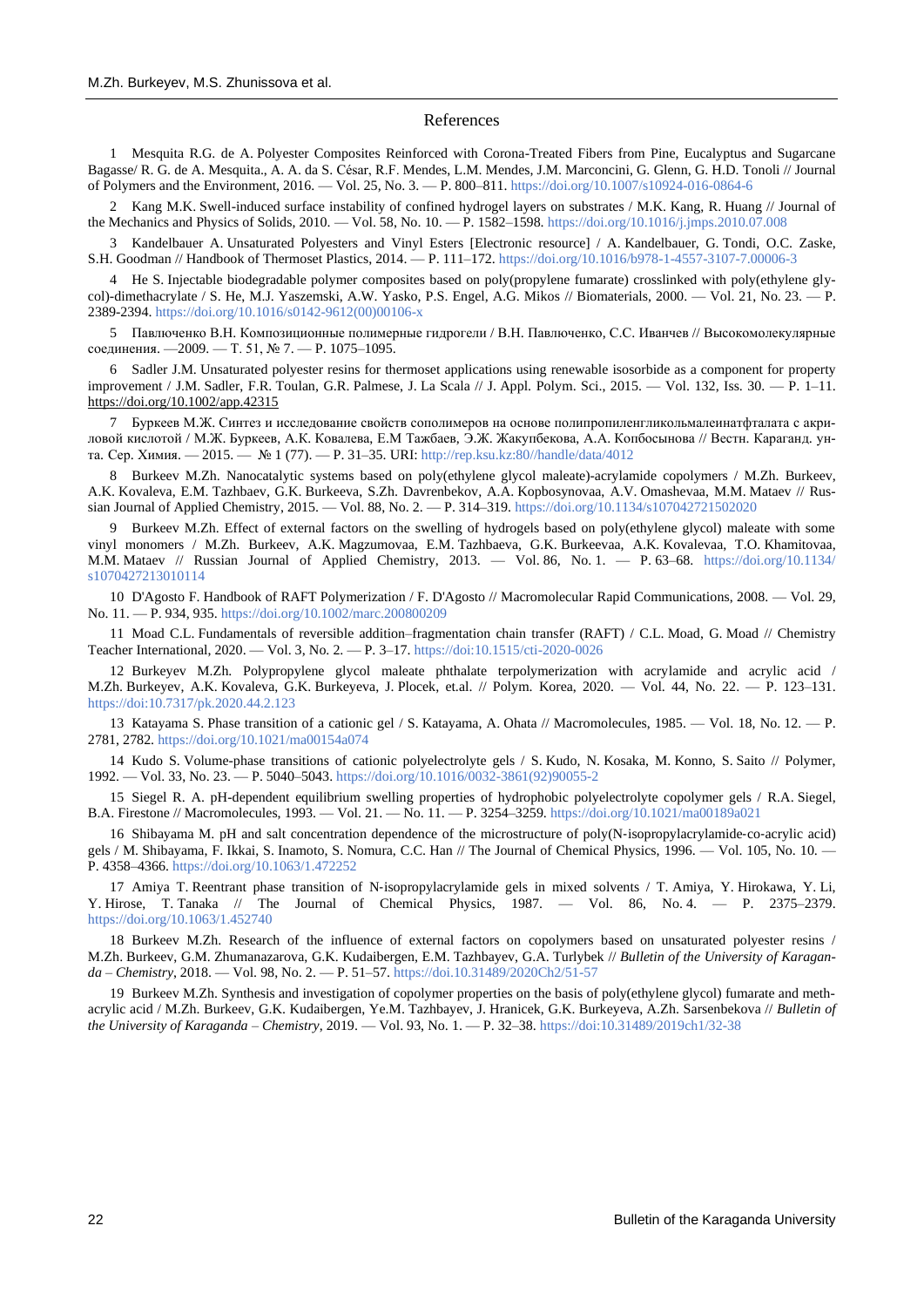## References

1 Mesquita R.G. de A. Polyester Composites Reinforced with Corona-Treated Fibers from Pine, Eucalyptus and Sugarcane Bagasse/ R. G. de A. Mesquita., A. A. da S. César, R.F. Mendes, L.M. Mendes, J.M. Marconcini, G. Glenn, G. H.D. Tonoli // Journal of Polymers and the Environment, 2016. — Vol. 25, No. 3. — P. 800–811. https://doi.org/10.1007/s10924-016-0864-6

2 Kang M.K. Swell-induced surface instability of confined hydrogel layers on substrates / M.K. Kang, R. Huang // Journal of the Mechanics and Physics of Solids, 2010. — Vol. 58, No. 10. — P. 1582–1598. https://doi.org/10.1016/j.jmps.2010.07.008

3 Kandelbauer A. Unsaturated Polyesters and Vinyl Esters [Electronic resource] / A. Kandelbauer, G. Tondi, O.C. Zaske, S.H. Goodman // Handbook of Thermoset Plastics, 2014. — P. 111–172. https://doi.org/10.1016/b978-1-4557-3107-7.00006-3

4 He S. Injectable biodegradable polymer composites based on poly(propylene fumarate) crosslinked with poly(ethylene glycol)-dimethacrylate / S. He, M.J. Yaszemski, A.W. Yasko, P.S. Engel, A.G. Mikos // Biomaterials, 2000. — Vol. 21, No. 23. — P. 2389-2394. https://doi.org/10.1016/s0142-9612(00)00106-x

5 Павлюченко В.Н. Композиционные полимерные гидрогели / В.Н. Павлюченко, С.С. Иванчев // Высокомолекулярные соединения. —2009. — Т. 51, № 7. — P. 1075–1095.

6 Sadler J.M. Unsaturated polyester resins for thermoset applications using renewable isosorbide as a component for property improvement / J.M. Sadler, F.R. Toulan, G.R. Palmese, J. La Scala // J. Appl. Polym. Sci., 2015. — Vol. 132, Iss. 30. — P. 1–11. https://doi.org/10.1002/app.42315

7 Буркеев М.Ж. Синтез и исследование свойств сополимеров на основе полипропиленгликольмалеинатфталата с акриловой кислотой / М.Ж. Буркеев, А.К. Ковалева, Е.М Тажбаев, Э.Ж. Жакупбекова, А.А. Копбосынова // Вестн. Караганд. ун-та. Сер. Химия. — 2015. — № 1 (77). — P. 31–35. URI: http://rep.ksu.kz:80//handle/data/4012

8 Burkeev M.Zh. Nanocatalytic systems based on poly(ethylene glycol maleate)-acrylamide copolymers / M.Zh. Burkeev, A.K. Kovaleva, E.M. Tazhbaev, G.K. Burkeeva, S.Zh. Davrenbekov, A.A. Kopbosynovaa, A.V. Omashevaa, M.M. Mataev // Russian Journal of Applied Chemistry, 2015. — Vol. 88, No. 2. — P. 314–319. https://doi.org/10.1134/s107042721502020

9 Burkeev M.Zh. Effect of external factors on the swelling of hydrogels based on poly(ethylene glycol) maleate with some vinyl monomers / M.Zh. Burkeev, A.K. Magzumovaa, E.M. Tazhbaeva, G.K. Burkeevaa, A.K. Kovalevaa, T.O. Khamitovaa, M.M. Mataev // Russian Journal of Applied Chemistry, 2013. — Vol. 86, No. 1. — P. 63–68. https://doi.org/10.1134/s10704272130 10114

10 D'Agosto F. Handbook of RAFT Polymerization / F. D'Agosto // Macromolecular Rapid Communications, 2008. — Vol. 29, No. 11. — P. 934, 935. https://doi.org/10.1002/marc.200800209

11 Moad C.L. Fundamentals of reversible addition–fragmentation chain transfer (RAFT) / C.L. Moad, G. Moad // Chemistry Teacher International, 2020. — Vol. 3, No. 2. — P. 3–17. https://doi:10.1515/cti-2020-0026

12 Burkeyev M.Zh. Polypropylene glycol maleate phthalate terpolymerization with acrylamide and acrylic acid / M.Zh. Burkeyev, A.K. Kovaleva, G.K. Burkeyeva, J. Plocek, et.al. // Polym. Korea, 2020. — Vol. 44, No. 22. — P. 123–131. https://doi:10.7317/pk.2020.44.2.123

13 Katayama S. Phase transition of a cationic gel / S. Katayama, A. Ohata // Macromolecules, 1985. — Vol. 18, No. 12. — P. 2781, 2782. https://doi.org/10.1021/ma00154a074

14 Kudo S. Volume-phase transitions of cationic polyelectrolyte gels / S. Kudo, N. Kosaka, M. Konno, S. Saito // Polymer, 1992. — Vol. 33, No. 23. — P. 5040–5043. https://doi.org/10.1016/0032-3861(92)90055-2

15 Siegel R. A. pH-dependent equilibrium swelling properties of hydrophobic polyelectrolyte copolymer gels / R.A. Siegel, B.A. Firestone // Macromolecules, 1993. — Vol. 21. — No. 11. — P. 3254–3259. https://doi.org/10.1021/ma00189a021

16 Shibayama M. pH and salt concentration dependence of the microstructure of poly(N-isopropylacrylamide-co-acrylic acid) gels / M. Shibayama, F. Ikkai, S. Inamoto, S. Nomura, C.C. Han // The Journal of Chemical Physics, 1996. — Vol. 105, No. 10. — P. 4358–4366. https://doi.org/10.1063/1.472252

17 Amiya T. Reentrant phase transition of N-isopropylacrylamide gels in mixed solvents / T. Amiya, Y. Hirokawa, Y. Li, Y. Hirose, T. Tanaka // The Journal of Chemical Physics, 1987. — Vol. 86, No. 4. — P. 2375–2379. https://doi.org/10.1063/1.452740

18 Burkeev M.Zh. Research of the influence of external factors on copolymers based on unsaturated polyester resins / M.Zh. Burkeev, G.M. Zhumanazarova, G.K. Kudaibergen, E.M. Tazhbayev, G.A. Turlybek // *Bulletin of the University of Karaganda – Chemistry*, 2018. — Vol. 98, No. 2. — P. 51–57. https://doi.10.31489/2020Ch2/51-57

19 Burkeev M.Zh. Synthesis and investigation of copolymer properties on the basis of poly(ethylene glycol) fumarate and methacrylic acid / M.Zh. Burkeev, G.K. Kudaibergen, Ye.M. Tazhbayev, J. Hranicek, G.K. Burkeyeva, A.Zh. Sarsenbekova // *Bulletin of the University of Karaganda – Chemistry*, 2019. — Vol. 93, No. 1. — P. 32–38. https://doi:10.31489/2019ch1/32-38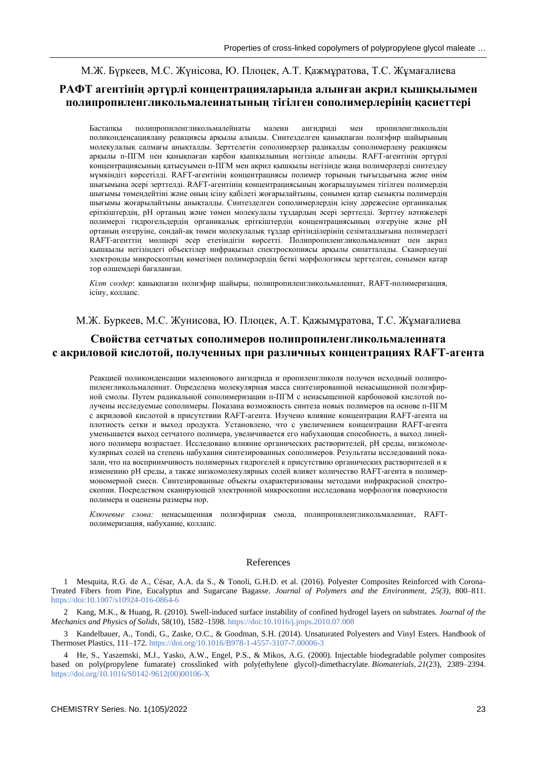М.Ж. Бүркеев, М.С. Жүнісова, Ю. Плоцек, А.Т. Қажмұратова, Т.С. Жұмағалиева

## РАФТ агентінің әртүрлі концентрацияларында алынған акрил қышқылымен полипропиленгликольмалеинатының тігілген сополимерлерінің қасиеттері

Бастапқы полипропиленгликольмалейнаты малеин ангидриді мен пропиленгликольдің поликонденсациялану реакциясы арқылы алынды. Синтезделген қанықпаған полиэфир шайырының молекулалық салмағы анықталды. Зерттелетін сополимерлер радикалды сополимерлену реакциясы арқылы п-ПГМ пен қанықпаған карбон қышқылының негізінде алынды. RAFT-агентінің әртүрлі концентрациясының қатысуымен п-ПГМ мен акрил қышқылы негізінде жаңа полимерлерді синтездеу мүмкіндігі көрсетілді. RAFT-агентінің концентрациясы полимер торының тығыздығына және өнім шығымына әсері зерттелді. RAFT-агентінің концентрациясының жоғарылауымен тігілген полимердің шығымы төмендейтіні және оның ісіну қабілеті жоғарылайтыны, сонымен қатар сызықты полимердің шығымы жоғарылайтыны анықталды. Синтезделген сополимерлердің ісіну дәрежесіне органикалық еріткіштердің, рН ортаның және төмен молекулалы тұздардың әсері зерттелді. Зерттеу нәтижелері полимерлі гидрогельдердің органикалық еріткіштердің концентрациясының өзгеруіне және рН ортаның өзгеруіне, сондай-ақ төмен молекулалық тұздар ерітінділерінің сезімталдығына полимердегі RAFT-агенттің мөлшері әсер ететіндігін көрсетті. Полипропиленгликольмалеинат пен акрил қышқылы негізіндегі объектілер инфрақызыл спектроскопиясы арқылы сипатталады. Сканерлеуші электронды микроскоптың көмегімен полимерлердің беткі морфологиясы зерттелген, сонымен қатар тор өлшемдері бағаланған.

*Кілт сөздер*: қанықпаған полиэфир шайыры, полипропиленгликольмалеинат, RAFT-полимеризация, ісіну, коллапс.

М.Ж. Буркеев, М.С. Жунисова, Ю. Плоцек, А.Т. Қажымұратова, Т.С. Жұмағалиева

## Свойства сетчатых сополимеров полипропиленгликольмалеината с акриловой кислотой, полученных при различных концентрациях RAFT-агента

Реакцией поликонденсации малеинового ангидрида и пропиленгликоля получен исходный полипропиленгликольмалеинат. Определена молекулярная масса синтезированной ненасыщенной полиэфирной смолы. Путем радикальной сополимеризации п-ПГМ с ненасыщенной карбоновой кислотой получены исследуемые сополимеры. Показана возможность синтеза новых полимеров на основе п-ПГМ с акриловой кислотой в присутствии RAFT-агента. Изучено влияние концентрации RAFT-агента на плотность сетки и выход продукта. Установлено, что с увеличением концентрации RAFT-агента уменьшается выход сетчатого полимера, увеличивается его набухающая способность, а выход линейного полимера возрастает. Исследовано влияние органических растворителей, рН среды, низкомолекулярных солей на степень набухания синтезированных сополимеров. Результаты исследований показали, что на восприимчивость полимерных гидрогелей к присутствию органических растворителей и к изменению рН среды, а также низкомолекулярных солей влияет количество RAFT-агента в полимер-мономерной смеси. Синтезированные объекты охарактеризованы методами инфракрасной спектроскопии. Посредством сканирующей электронной микроскопии исследована морфология поверхности полимера и оценены размеры пор.

*Ключевые слова:* ненасыщенная полиэфирная смола, полипропиленгликольмалеинат, RAFT-полимеризация, набухание, коллапс.

## References

1 Mesquita, R.G. de A., César, A.A. da S., & Tonoli, G.H.D. et al. (2016). Polyester Composites Reinforced with Corona-Treated Fibers from Pine, Eucalyptus and Sugarcane Bagasse. *Journal of Polymers and the Environment, 25(3),* 800–811. https://doi:10.1007/s10924-016-0864-6

2 Kang, M.K., & Huang, R. (2010). Swell-induced surface instability of confined hydrogel layers on substrates. *Journal of the Mechanics and Physics of Solids*, 58(10), 1582–1598. https://doi:10.1016/j.jmps.2010.07.008

3 Kandelbauer, A., Tondi, G., Zaske, O.C., & Goodman, S.H. (2014). Unsaturated Polyesters and Vinyl Esters. Handbook of Thermoset Plastics, 111–172. https://doi.org/10.1016/B978-1-4557-3107-7.00006-3

4 He, S., Yaszemski, M.J., Yasko, A.W., Engel, P.S., & Mikos, A.G. (2000). Injectable biodegradable polymer composites based on poly(propylene fumarate) crosslinked with poly(ethylene glycol)-dimethacrylate. *Biomaterials*, *21*(23), 2389–2394. https://doi.org/10.1016/S0142-9612(00)00106-X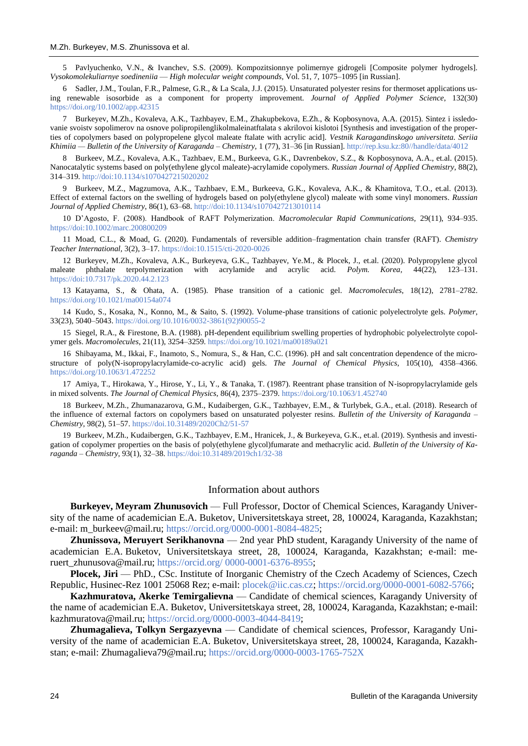5 Pavlyuchenko, V.N., & Ivanchev, S.S. (2009). Kompozitsionnye polimernye gidrogeli [Composite polymer hydrogels]. *Vysokomolekuliarnye soedineniia — High molecular weight compounds*, Vol. 51, 7, 1075–1095 [in Russian].

6 Sadler, J.M., Toulan, F.R., Palmese, G.R., & La Scala, J.J. (2015). Unsaturated polyester resins for thermoset applications using renewable isosorbide as a component for property improvement. *Journal of Applied Polymer Science*, 132(30) https://doi.org/10.1002/app.42315

7 Burkeyev, M.Zh., Kovaleva, A.K., Tazhbayev, E.M., Zhakupbekova, E.Zh., & Kopbosynova, A.A. (2015). Sintez i issledovanie svoistv sopolimerov na osnove polipropilenglikolmaleinatftalata s akrilovoi kislotoi [Synthesis and investigation of the properties of copolymers based on polypropelene glycol maleate ftalate with acrylic acid]. *Vestnik Karagandinskogo universiteta. Seriia Khimiia — Bulletin of the University of Karaganda – Chemistry*, 1 (77), 31–36 [in Russian]. http://rep.ksu.kz:80//handle/data/4012

8 Burkeev, M.Z., Kovaleva, A.K., Tazhbaev, E.M., Burkeeva, G.K., Davrenbekov, S.Z., & Kopbosynova, A.A., et.al. (2015). Nanocatalytic systems based on poly(ethylene glycol maleate)-acrylamide copolymers. *Russian Journal of Applied Chemistry*, 88(2), 314–319. http://doi:10.1134/s1070427215020202

9 Burkeev, M.Z., Magzumova, A.K., Tazhbaev, E.M., Burkeeva, G.K., Kovaleva, A.K., & Khamitova, T.O., et.al. (2013). Effect of external factors on the swelling of hydrogels based on poly(ethylene glycol) maleate with some vinyl monomers. *Russian Journal of Applied Chemistry*, 86(1), 63–68. http://doi:10.1134/s1070427213010114

10 D'Agosto, F. (2008). Handbook of RAFT Polymerization. *Macromolecular Rapid Communications*, 29(11), 934–935. https://doi:10.1002/marc.200800209

11 Moad, C.L., & Moad, G. (2020). Fundamentals of reversible addition–fragmentation chain transfer (RAFT). *Chemistry Teacher International*, 3(2), 3–17. https://doi:10.1515/cti-2020-0026

12 Burkeyev, M.Zh., Kovaleva, A.K., Burkeyeva, G.K., Tazhbayev, Ye.M., & Plocek, J., et.al. (2020). Polypropylene glycol maleate phthalate terpolymerization with acrylamide and acrylic acid. *Polym. Korea*, 44(22), 123–131. https://doi:10.7317/pk.2020.44.2.123

13 Katayama, S., & Ohata, A. (1985). Phase transition of a cationic gel. *Macromolecules*, 18(12), 2781–2782. https://doi.org/10.1021/ma00154a074

14 Kudo, S., Kosaka, N., Konno, M., & Saito, S. (1992). Volume-phase transitions of cationic polyelectrolyte gels. *Polymer*, 33(23), 5040–5043. https://doi.org/10.1016/0032-3861(92)90055-2

15 Siegel, R.A., & Firestone, B.A. (1988). pH-dependent equilibrium swelling properties of hydrophobic polyelectrolyte copolymer gels. *Macromolecules*, 21(11), 3254–3259. https://doi.org/10.1021/ma00189a021

16 Shibayama, M., Ikkai, F., Inamoto, S., Nomura, S., & Han, C.C. (1996). pH and salt concentration dependence of the microstructure of poly(N-isopropylacrylamide-co-acrylic acid) gels. *The Journal of Chemical Physics*, 105(10), 4358–4366. https://doi.org/10.1063/1.472252

17 Amiya, T., Hirokawa, Y., Hirose, Y., Li, Y., & Tanaka, T. (1987). Reentrant phase transition of N-isopropylacrylamide gels in mixed solvents. *The Journal of Chemical Physics*, 86(4), 2375–2379. https://doi.org/10.1063/1.452740

18 Burkeev, M.Zh., Zhumanazarova, G.M., Kudaibergen, G.K., Tazhbayev, E.M., & Turlybek, G.A., et.al. (2018). Research of the influence of external factors on copolymers based on unsaturated polyester resins. *Bulletin of the University of Karaganda – Chemistry*, 98(2), 51–57. https://doi.10.31489/2020Ch2/51-57

19 Burkeev, M.Zh., Kudaibergen, G.K., Tazhbayev, E.M., Hranicek, J., & Burkeyeva, G.K., et.al. (2019). Synthesis and investigation of copolymer properties on the basis of poly(ethylene glycol)fumarate and methacrylic acid. *Bulletin of the University of Karaganda – Chemistry*, 93(1), 32–38. https://doi:10.31489/2019ch1/32-38

## Information about authors

**Burkeyev, Meyram Zhunusovich** — Full Professor, Doctor of Chemical Sciences, Karagandy University of the name of academician E.A. Buketov, Universitetskaya street, 28, 100024, Karaganda, Kazakhstan; e-mail: m_burkeev@mail.ru; https://orcid.org/0000-0001-8084-4825;

**Zhunissova, Meruyert Serikhanovna** — 2nd year PhD student, Karagandy University of the name of academician E.A. Buketov, Universitetskaya street, 28, 100024, Karaganda, Kazakhstan; e-mail: meruert_zhunusova@mail.ru; https://orcid.org/ 0000-0001-6376-8955;

**Plocek, Jiri** — PhD., CSc. Institute of Inorganic Chemistry of the Czech Academy of Sciences, Czech Republic, Husinec-Rez 1001 25068 Rez; e-mail: plocek@iic.cas.cz; https://orcid.org/0000-0001-6082-5766;

**Kazhmuratova, Akerke Temirgalievna** — Candidate of chemical sciences, Karagandy University of the name of academician E.A. Buketov, Universitetskaya street, 28, 100024, Karaganda, Kazakhstan; e-mail: kazhmuratova@mail.ru; https://orcid.org/0000-0003-4044-8419;

**Zhumagalieva, Tolkyn Sergazyevna** — Candidate of chemical sciences, Professor, Karagandy University of the name of academician E.A. Buketov, Universitetskaya street, 28, 100024, Karaganda, Kazakhstan; e-mail: Zhumagalieva79@mail.ru; https://orcid.org/0000-0003-1765-752X